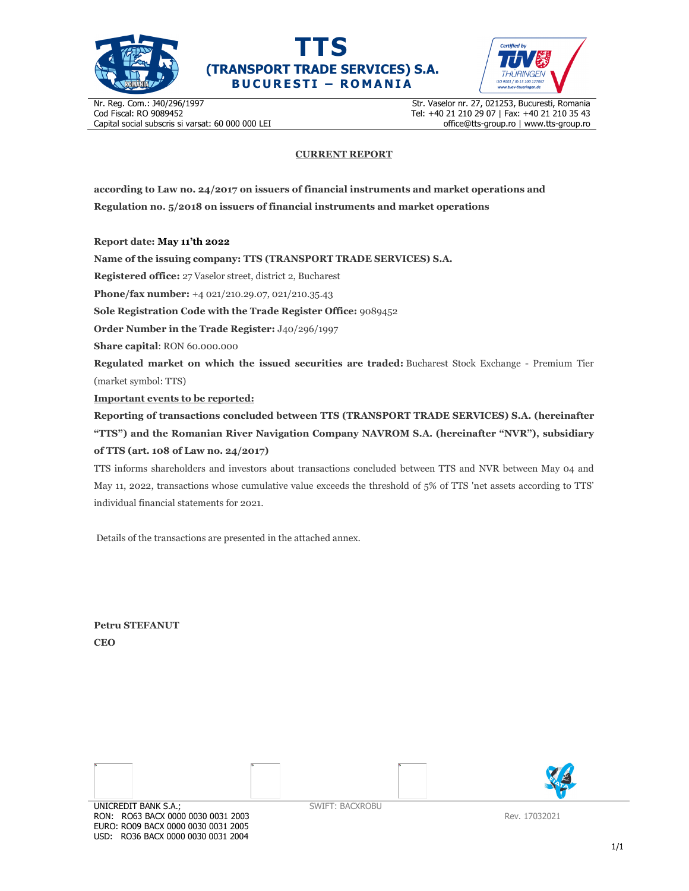# TTS (TRANSPORT TRADE SERVICES) S.A.

**BUCURESTI – ROMANIA**

Nr. Reg. Com.: J40/296/1997
Cod Fiscal: RO 9089452
Capital social subscris si varsat: 60 000 000 LEI

Str. Vaselor nr. 27, 021253, Bucuresti, Romania
Tel: +40 21 210 29 07 | Fax: +40 21 210 35 43
office@tts-group.ro | www.tts-group.ro

## CURRENT REPORT

**according to Law no. 24/2017 on issuers of financial instruments and market operations and Regulation no. 5/2018 on issuers of financial instruments and market operations**

**Report date: May 11'th 2022**

**Name of the issuing company: TTS (TRANSPORT TRADE SERVICES) S.A.**

**Registered office:** 27 Vaselor street, district 2, Bucharest

**Phone/fax number:** +4 021/210.29.07, 021/210.35.43

**Sole Registration Code with the Trade Register Office:** 9089452

**Order Number in the Trade Register:** J40/296/1997

**Share capital**: RON 60.000.000

**Regulated market on which the issued securities are traded:** Bucharest Stock Exchange - Premium Tier (market symbol: TTS)

**Important events to be reported:**

**Reporting of transactions concluded between TTS (TRANSPORT TRADE SERVICES) S.A. (hereinafter "TTS") and the Romanian River Navigation Company NAVROM S.A. (hereinafter "NVR"), subsidiary of TTS (art. 108 of Law no. 24/2017)**

TTS informs shareholders and investors about transactions concluded between TTS and NVR between May 04 and May 11, 2022, transactions whose cumulative value exceeds the threshold of 5% of TTS 'net assets according to TTS' individual financial statements for 2021.

Details of the transactions are presented in the attached annex.

**Petru STEFANUT**
**CEO**

UNICREDIT BANK S.A.;
RON: RO63 BACX 0000 0030 0031 2003
EURO: RO09 BACX 0000 0030 0031 2005
USD: RO36 BACX 0000 0030 0031 2004

SWIFT: BACXROBU

Rev. 17032021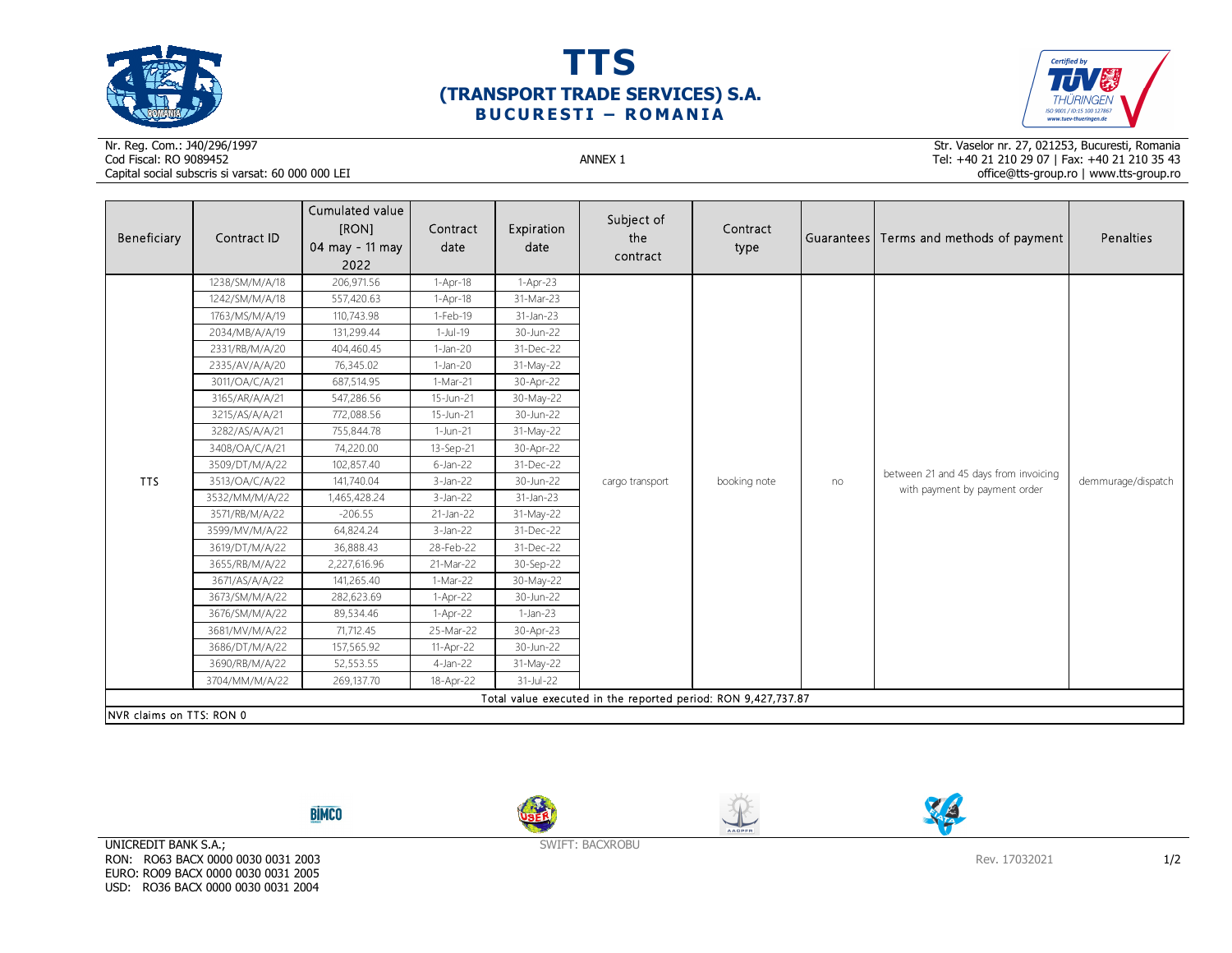# TTS
## (TRANSPORT TRADE SERVICES) S.A.
### BUCURESTI – ROMANIA

Nr. Reg. Com.: J40/296/1997
Cod Fiscal: RO 9089452
Capital social subscris si varsat: 60 000 000 LEI

ANNEX 1

Str. Vaselor nr. 27, 021253, Bucuresti, Romania
Tel: +40 21 210 29 07 | Fax: +40 21 210 35 43
office@tts-group.ro | www.tts-group.ro

| Beneficiary | Contract ID | Cumulated value [RON] 04 may - 11 may 2022 | Contract date | Expiration date | Subject of the contract | Contract type | Guarantees | Terms and methods of payment | Penalties |
|---|---|---|---|---|---|---|---|---|---|
| TTS | 1238/SM/M/A/18 | 206,971.56 | 1-Apr-18 | 1-Apr-23 | cargo transport | booking note | no | between 21 and 45 days from invoicing with payment by payment order | demmurage/dispatch |
| | 1242/SM/M/A/18 | 557,420.63 | 1-Apr-18 | 31-Mar-23 | | | | | |
| | 1763/MS/M/A/19 | 110,743.98 | 1-Feb-19 | 31-Jan-23 | | | | | |
| | 2034/MB/A/A/19 | 131,299.44 | 1-Jul-19 | 30-Jun-22 | | | | | |
| | 2331/RB/M/A/20 | 404,460.45 | 1-Jan-20 | 31-Dec-22 | | | | | |
| | 2335/AV/A/A/20 | 76,345.02 | 1-Jan-20 | 31-May-22 | | | | | |
| | 3011/OA/C/A/21 | 687,514.95 | 1-Mar-21 | 30-Apr-22 | | | | | |
| | 3165/AR/A/A/21 | 547,286.56 | 15-Jun-21 | 30-May-22 | | | | | |
| | 3215/AS/A/A/21 | 772,088.56 | 15-Jun-21 | 30-Jun-22 | | | | | |
| | 3282/AS/A/A/21 | 755,844.78 | 1-Jun-21 | 31-May-22 | | | | | |
| | 3408/OA/C/A/21 | 74,220.00 | 13-Sep-21 | 30-Apr-22 | | | | | |
| | 3509/DT/M/A/22 | 102,857.40 | 6-Jan-22 | 31-Dec-22 | | | | | |
| | 3513/OA/C/A/22 | 141,740.04 | 3-Jan-22 | 30-Jun-22 | | | | | |
| | 3532/MM/M/A/22 | 1,465,428.24 | 3-Jan-22 | 31-Jan-23 | | | | | |
| | 3571/RB/M/A/22 | -206.55 | 21-Jan-22 | 31-May-22 | | | | | |
| | 3599/MV/M/A/22 | 64,824.24 | 3-Jan-22 | 31-Dec-22 | | | | | |
| | 3619/DT/M/A/22 | 36,888.43 | 28-Feb-22 | 31-Dec-22 | | | | | |
| | 3655/RB/M/A/22 | 2,227,616.96 | 21-Mar-22 | 30-Sep-22 | | | | | |
| | 3671/AS/A/A/22 | 141,265.40 | 1-Mar-22 | 30-May-22 | | | | | |
| | 3673/SM/M/A/22 | 282,623.69 | 1-Apr-22 | 30-Jun-22 | | | | | |
| | 3676/SM/M/A/22 | 89,534.46 | 1-Apr-22 | 1-Jan-23 | | | | | |
| | 3681/MV/M/A/22 | 71,712.45 | 25-Mar-22 | 30-Apr-23 | | | | | |
| | 3686/DT/M/A/22 | 157,565.92 | 11-Apr-22 | 30-Jun-22 | | | | | |
| | 3690/RB/M/A/22 | 52,553.55 | 4-Jan-22 | 31-May-22 | | | | | |
| | 3704/MM/M/A/22 | 269,137.70 | 18-Apr-22 | 31-Jul-22 | | | | | |
| Total value executed in the reported period: RON 9,427,737.87 | | | | | | | | | |
| NVR claims on TTS: RON 0 | | | | | | | | | |

UNICREDIT BANK S.A.;
RON: RO63 BACX 0000 0030 0031 2003
EURO: RO09 BACX 0000 0030 0031 2005
USD: RO36 BACX 0000 0030 0031 2004

SWIFT: BACXROBU

Rev. 17032021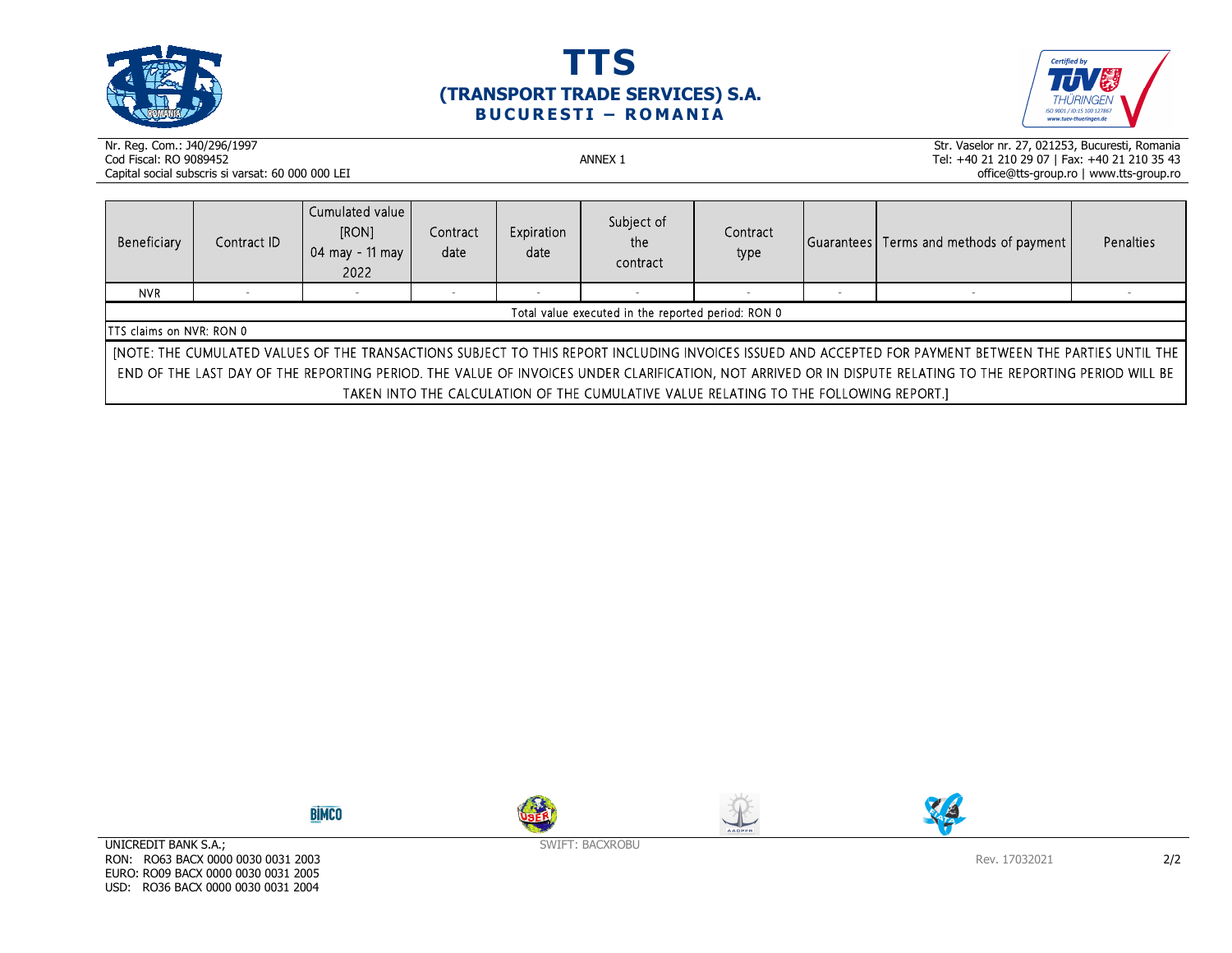# TTS

## (TRANSPORT TRADE SERVICES) S.A.

### BUCURESTI – ROMANIA

Nr. Reg. Com.: J40/296/1997
Cod Fiscal: RO 9089452
Capital social subscris si varsat: 60 000 000 LEI

ANNEX 1

Str. Vaselor nr. 27, 021253, Bucuresti, Romania
Tel: +40 21 210 29 07 | Fax: +40 21 210 35 43
office@tts-group.ro | www.tts-group.ro

| Beneficiary | Contract ID | Cumulated value [RON] 04 may - 11 may 2022 | Contract date | Expiration date | Subject of the contract | Contract type | Guarantees | Terms and methods of payment | Penalties |
|---|---|---|---|---|---|---|---|---|---|
| NVR | - | - | - | - | - | - | - | - | - |
| Total value executed in the reported period: RON 0 | | | | | | | | | |
| TTS claims on NVR: RON 0 | | | | | | | | | |

[NOTE: THE CUMULATED VALUES OF THE TRANSACTIONS SUBJECT TO THIS REPORT INCLUDING INVOICES ISSUED AND ACCEPTED FOR PAYMENT BETWEEN THE PARTIES UNTIL THE END OF THE LAST DAY OF THE REPORTING PERIOD. THE VALUE OF INVOICES UNDER CLARIFICATION, NOT ARRIVED OR IN DISPUTE RELATING TO THE REPORTING PERIOD WILL BE TAKEN INTO THE CALCULATION OF THE CUMULATIVE VALUE RELATING TO THE FOLLOWING REPORT.]

UNICREDIT BANK S.A.;
RON: RO63 BACX 0000 0030 0031 2003
EURO: RO09 BACX 0000 0030 0031 2005
USD: RO36 BACX 0000 0030 0031 2004

SWIFT: BACXROBU

Rev. 17032021